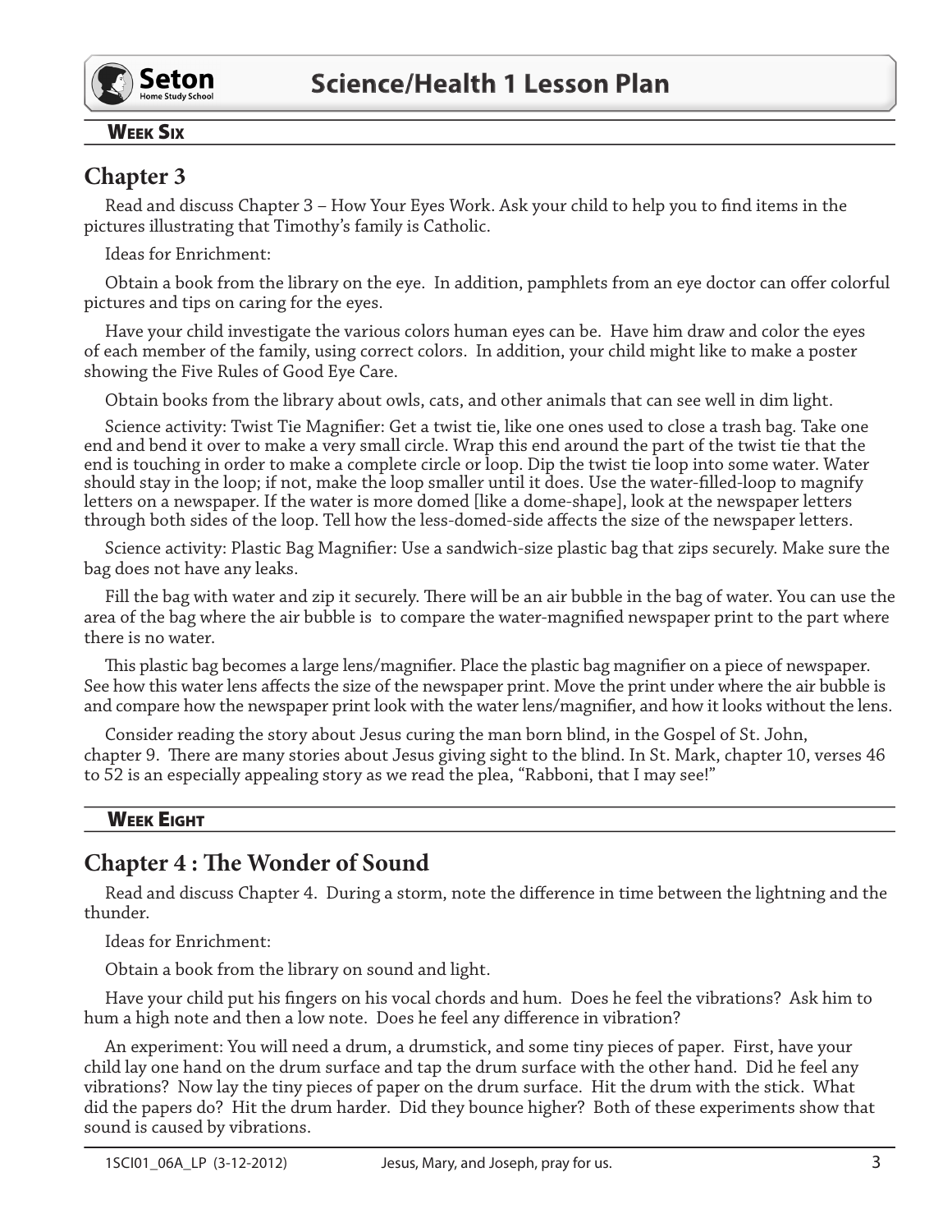# Science/Health 1 Lesson Plan

**Week Six**

## Chapter 3

Read and discuss Chapter 3 – How Your Eyes Work. Ask your child to help you to find items in the pictures illustrating that Timothy's family is Catholic.

Ideas for Enrichment:

Obtain a book from the library on the eye. In addition, pamphlets from an eye doctor can offer colorful pictures and tips on caring for the eyes.

Have your child investigate the various colors human eyes can be. Have him draw and color the eyes of each member of the family, using correct colors. In addition, your child might like to make a poster showing the Five Rules of Good Eye Care.

Obtain books from the library about owls, cats, and other animals that can see well in dim light.

Science activity: Twist Tie Magnifier: Get a twist tie, like one ones used to close a trash bag. Take one end and bend it over to make a very small circle. Wrap this end around the part of the twist tie that the end is touching in order to make a complete circle or loop. Dip the twist tie loop into some water. Water should stay in the loop; if not, make the loop smaller until it does. Use the water-filled-loop to magnify letters on a newspaper. If the water is more domed [like a dome-shape], look at the newspaper letters through both sides of the loop. Tell how the less-domed-side affects the size of the newspaper letters.

Science activity: Plastic Bag Magnifier: Use a sandwich-size plastic bag that zips securely. Make sure the bag does not have any leaks.

Fill the bag with water and zip it securely. There will be an air bubble in the bag of water. You can use the area of the bag where the air bubble is to compare the water-magnified newspaper print to the part where there is no water.

This plastic bag becomes a large lens/magnifier. Place the plastic bag magnifier on a piece of newspaper. See how this water lens affects the size of the newspaper print. Move the print under where the air bubble is and compare how the newspaper print look with the water lens/magnifier, and how it looks without the lens.

Consider reading the story about Jesus curing the man born blind, in the Gospel of St. John, chapter 9. There are many stories about Jesus giving sight to the blind. In St. Mark, chapter 10, verses 46 to 52 is an especially appealing story as we read the plea, "Rabboni, that I may see!"

**Week Eight**

## Chapter 4 : The Wonder of Sound

Read and discuss Chapter 4. During a storm, note the difference in time between the lightning and the thunder.

Ideas for Enrichment:

Obtain a book from the library on sound and light.

Have your child put his fingers on his vocal chords and hum. Does he feel the vibrations? Ask him to hum a high note and then a low note. Does he feel any difference in vibration?

An experiment: You will need a drum, a drumstick, and some tiny pieces of paper. First, have your child lay one hand on the drum surface and tap the drum surface with the other hand. Did he feel any vibrations? Now lay the tiny pieces of paper on the drum surface. Hit the drum with the stick. What did the papers do? Hit the drum harder. Did they bounce higher? Both of these experiments show that sound is caused by vibrations.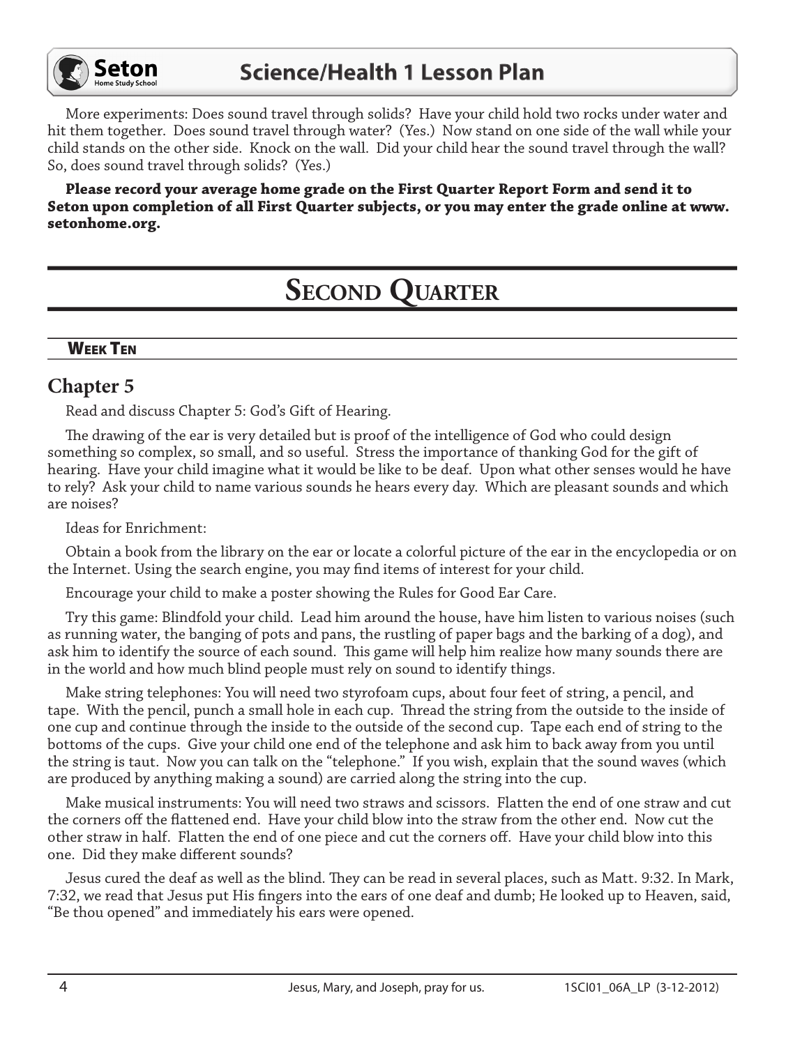More experiments: Does sound travel through solids? Have your child hold two rocks under water and hit them together. Does sound travel through water? (Yes.) Now stand on one side of the wall while your child stands on the other side. Knock on the wall. Did your child hear the sound travel through the wall? So, does sound travel through solids? (Yes.)

**Please record your average home grade on the First Quarter Report Form and send it to Seton upon completion of all First Quarter subjects, or you may enter the grade online at www.setonhome.org.**

# Second Quarter

## Week Ten

## Chapter 5

Read and discuss Chapter 5: God's Gift of Hearing.

The drawing of the ear is very detailed but is proof of the intelligence of God who could design something so complex, so small, and so useful. Stress the importance of thanking God for the gift of hearing. Have your child imagine what it would be like to be deaf. Upon what other senses would he have to rely? Ask your child to name various sounds he hears every day. Which are pleasant sounds and which are noises?

Ideas for Enrichment:

Obtain a book from the library on the ear or locate a colorful picture of the ear in the encyclopedia or on the Internet. Using the search engine, you may find items of interest for your child.

Encourage your child to make a poster showing the Rules for Good Ear Care.

Try this game: Blindfold your child. Lead him around the house, have him listen to various noises (such as running water, the banging of pots and pans, the rustling of paper bags and the barking of a dog), and ask him to identify the source of each sound. This game will help him realize how many sounds there are in the world and how much blind people must rely on sound to identify things.

Make string telephones: You will need two styrofoam cups, about four feet of string, a pencil, and tape. With the pencil, punch a small hole in each cup. Thread the string from the outside to the inside of one cup and continue through the inside to the outside of the second cup. Tape each end of string to the bottoms of the cups. Give your child one end of the telephone and ask him to back away from you until the string is taut. Now you can talk on the "telephone." If you wish, explain that the sound waves (which are produced by anything making a sound) are carried along the string into the cup.

Make musical instruments: You will need two straws and scissors. Flatten the end of one straw and cut the corners off the flattened end. Have your child blow into the straw from the other end. Now cut the other straw in half. Flatten the end of one piece and cut the corners off. Have your child blow into this one. Did they make different sounds?

Jesus cured the deaf as well as the blind. They can be read in several places, such as Matt. 9:32. In Mark, 7:32, we read that Jesus put His fingers into the ears of one deaf and dumb; He looked up to Heaven, said, "Be thou opened" and immediately his ears were opened.